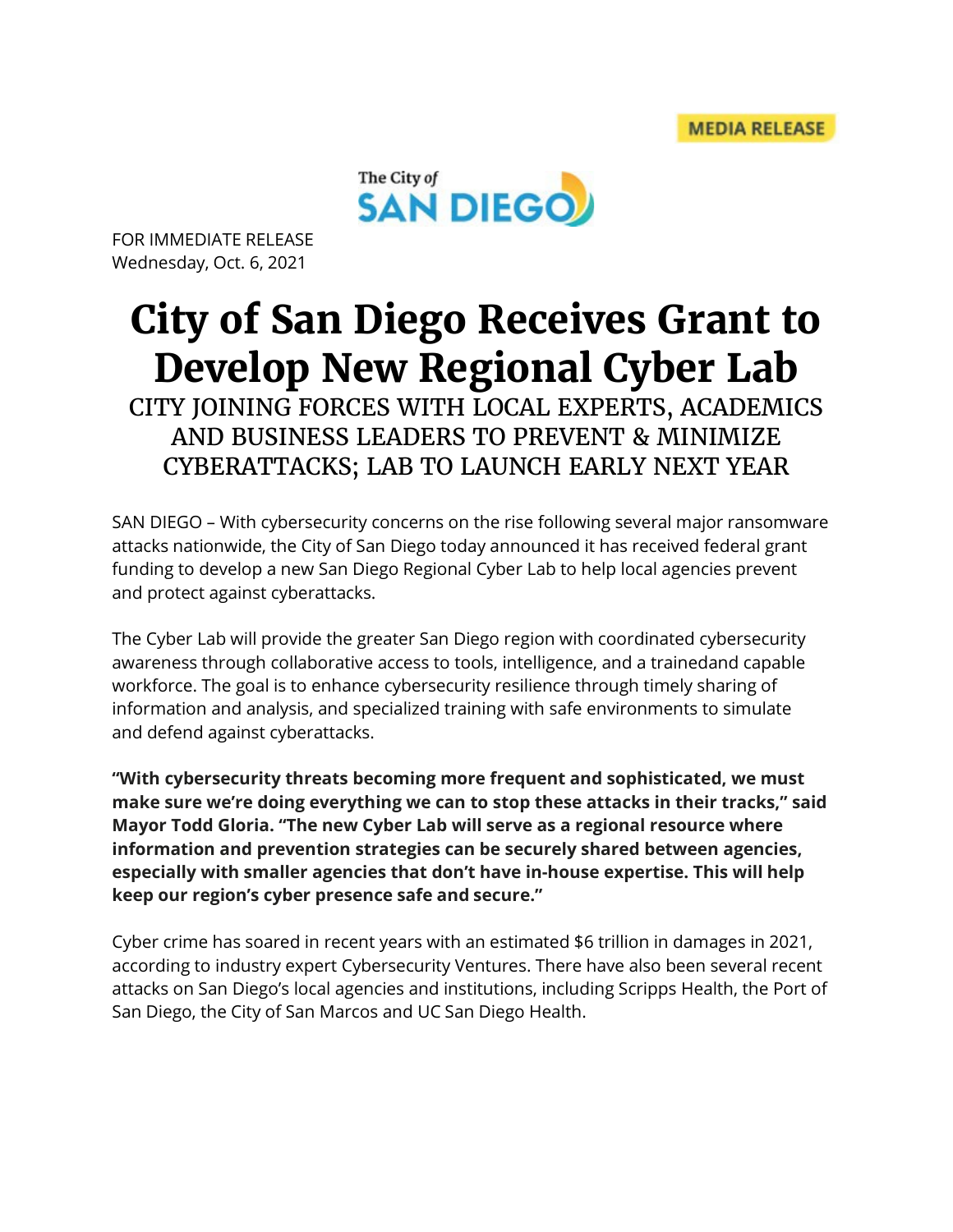MEDIA RELEASE

The City of SAN DIEGO

FOR IMMEDIATE RELEASE
Wednesday, Oct. 6, 2021

# City of San Diego Receives Grant to Develop New Regional Cyber Lab

## CITY JOINING FORCES WITH LOCAL EXPERTS, ACADEMICS AND BUSINESS LEADERS TO PREVENT & MINIMIZE CYBERATTACKS; LAB TO LAUNCH EARLY NEXT YEAR

SAN DIEGO – With cybersecurity concerns on the rise following several major ransomware attacks nationwide, the City of San Diego today announced it has received federal grant funding to develop a new San Diego Regional Cyber Lab to help local agencies prevent and protect against cyberattacks.

The Cyber Lab will provide the greater San Diego region with coordinated cybersecurity awareness through collaborative access to tools, intelligence, and a trainedand capable workforce. The goal is to enhance cybersecurity resilience through timely sharing of information and analysis, and specialized training with safe environments to simulate and defend against cyberattacks.

**"With cybersecurity threats becoming more frequent and sophisticated, we must make sure we're doing everything we can to stop these attacks in their tracks," said Mayor Todd Gloria. "The new Cyber Lab will serve as a regional resource where information and prevention strategies can be securely shared between agencies, especially with smaller agencies that don't have in-house expertise. This will help keep our region's cyber presence safe and secure."**

Cyber crime has soared in recent years with an estimated $6 trillion in damages in 2021, according to industry expert Cybersecurity Ventures. There have also been several recent attacks on San Diego's local agencies and institutions, including Scripps Health, the Port of San Diego, the City of San Marcos and UC San Diego Health.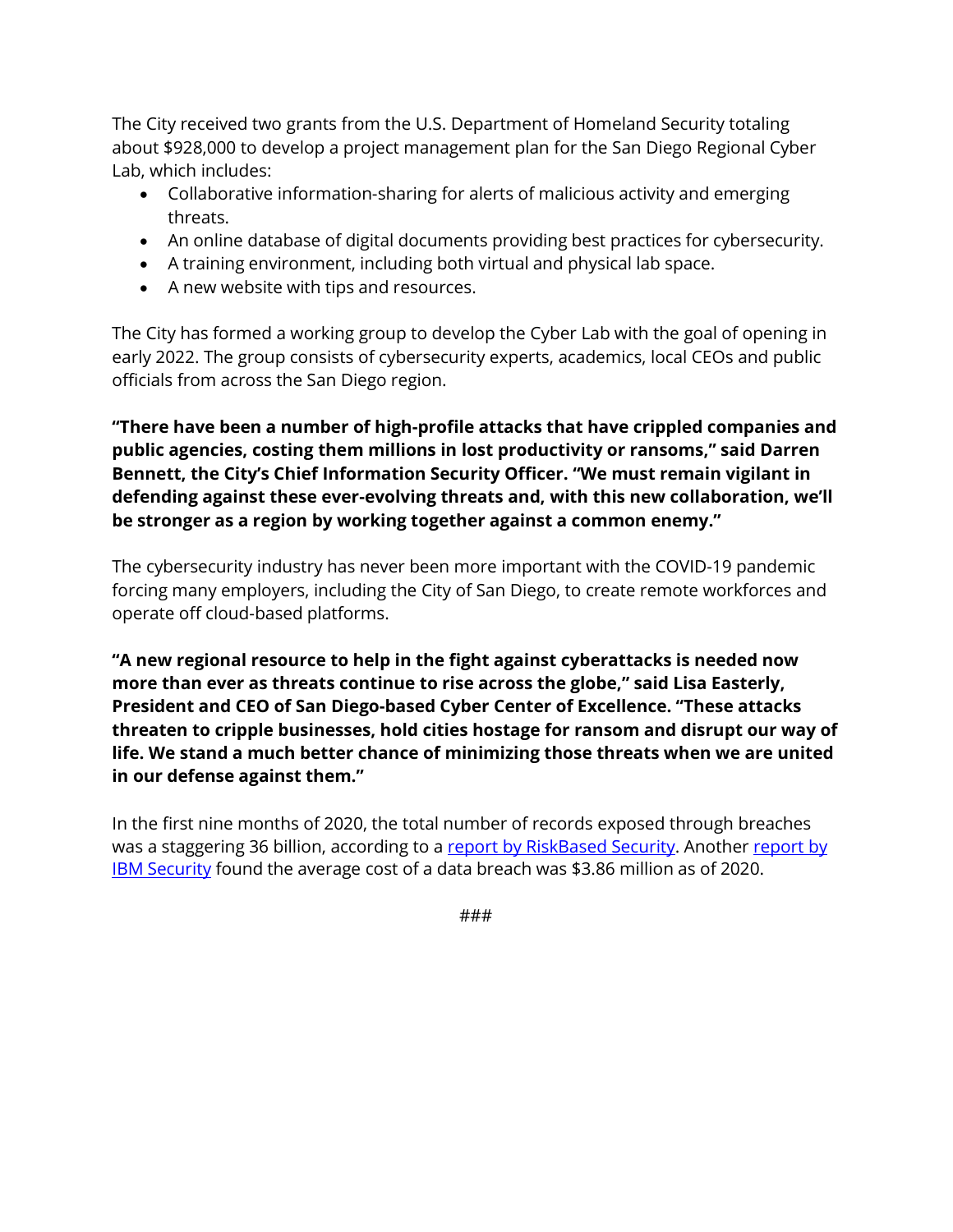The City received two grants from the U.S. Department of Homeland Security totaling about $928,000 to develop a project management plan for the San Diego Regional Cyber Lab, which includes:

- Collaborative information-sharing for alerts of malicious activity and emerging threats.
- An online database of digital documents providing best practices for cybersecurity.
- A training environment, including both virtual and physical lab space.
- A new website with tips and resources.

The City has formed a working group to develop the Cyber Lab with the goal of opening in early 2022. The group consists of cybersecurity experts, academics, local CEOs and public officials from across the San Diego region.

**"There have been a number of high-profile attacks that have crippled companies and public agencies, costing them millions in lost productivity or ransoms," said Darren Bennett, the City's Chief Information Security Officer. "We must remain vigilant in defending against these ever-evolving threats and, with this new collaboration, we'll be stronger as a region by working together against a common enemy."**

The cybersecurity industry has never been more important with the COVID-19 pandemic forcing many employers, including the City of San Diego, to create remote workforces and operate off cloud-based platforms.

**"A new regional resource to help in the fight against cyberattacks is needed now more than ever as threats continue to rise across the globe," said Lisa Easterly, President and CEO of San Diego-based Cyber Center of Excellence. "These attacks threaten to cripple businesses, hold cities hostage for ransom and disrupt our way of life. We stand a much better chance of minimizing those threats when we are united in our defense against them."**

In the first nine months of 2020, the total number of records exposed through breaches was a staggering 36 billion, according to a report by RiskBased Security. Another report by IBM Security found the average cost of a data breach was $3.86 million as of 2020.

###